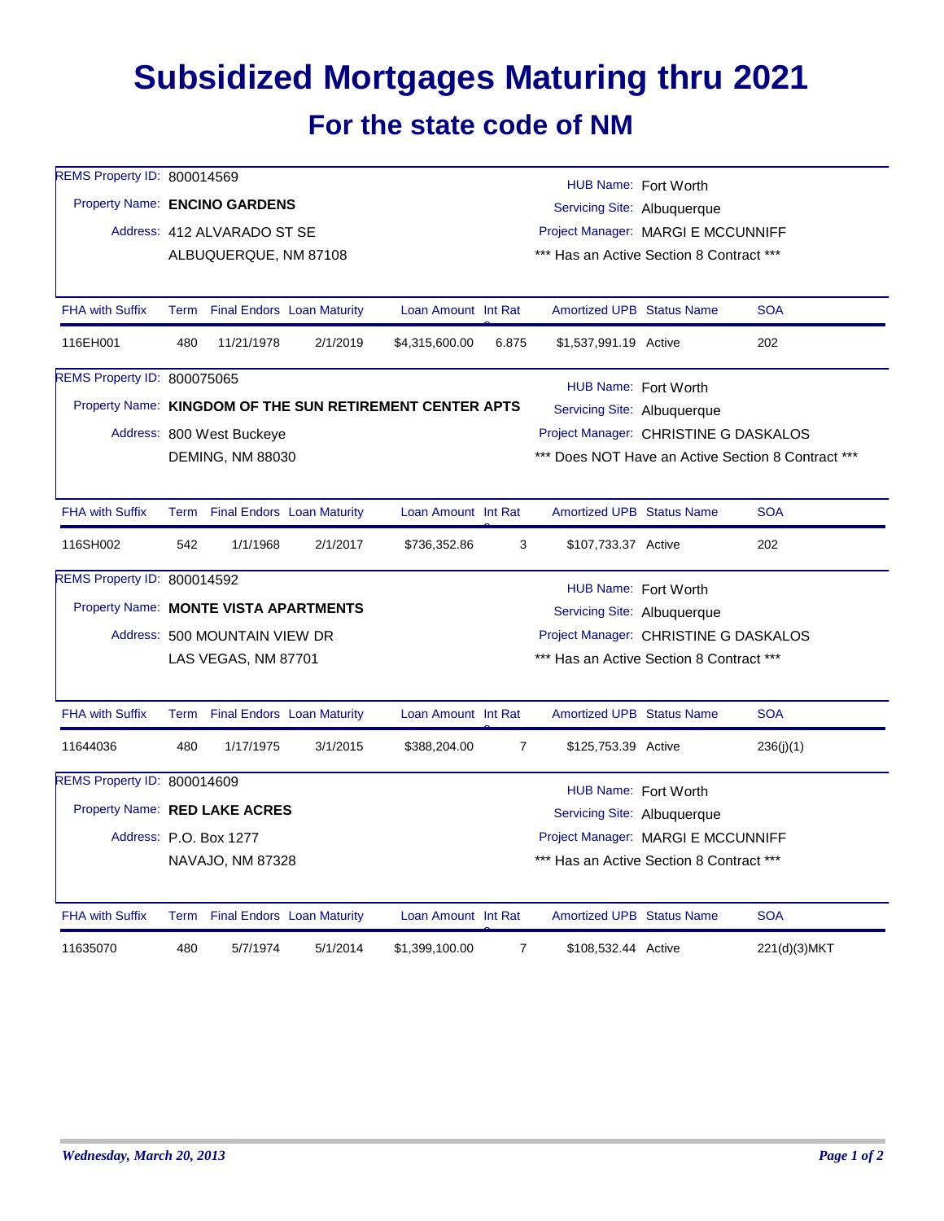# Subsidized Mortgages Maturing thru 2021

## For the state code of NM

REMS Property ID: 800014569
Property Name: **ENCINO GARDENS**
Address: 412 ALVARADO ST SE
ALBUQUERQUE, NM 87108

HUB Name: Fort Worth
Servicing Site: Albuquerque
Project Manager: MARGI E MCCUNNIFF
\*\*\* Has an Active Section 8 Contract \*\*\*

| FHA with Suffix | Term | Final Endors | Loan Maturity | Loan Amount | Int Rate | Amortized UPB | Status Name | SOA |
|---|---|---|---|---|---|---|---|---|
| 116EH001 | 480 | 11/21/1978 | 2/1/2019 | $4,315,600.00 | 6.875 | $1,537,991.19 | Active | 202 |

REMS Property ID: 800075065
Property Name: **KINGDOM OF THE SUN RETIREMENT CENTER APTS**
Address: 800 West Buckeye
DEMING, NM 88030

HUB Name: Fort Worth
Servicing Site: Albuquerque
Project Manager: CHRISTINE G DASKALOS
\*\*\* Does NOT Have an Active Section 8 Contract \*\*\*

| FHA with Suffix | Term | Final Endors | Loan Maturity | Loan Amount | Int Rate | Amortized UPB | Status Name | SOA |
|---|---|---|---|---|---|---|---|---|
| 116SH002 | 542 | 1/1/1968 | 2/1/2017 | $736,352.86 | 3 | $107,733.37 | Active | 202 |

REMS Property ID: 800014592
Property Name: **MONTE VISTA APARTMENTS**
Address: 500 MOUNTAIN VIEW DR
LAS VEGAS, NM 87701

HUB Name: Fort Worth
Servicing Site: Albuquerque
Project Manager: CHRISTINE G DASKALOS
\*\*\* Has an Active Section 8 Contract \*\*\*

| FHA with Suffix | Term | Final Endors | Loan Maturity | Loan Amount | Int Rate | Amortized UPB | Status Name | SOA |
|---|---|---|---|---|---|---|---|---|
| 11644036 | 480 | 1/17/1975 | 3/1/2015 | $388,204.00 | 7 | $125,753.39 | Active | 236(j)(1) |

REMS Property ID: 800014609
Property Name: **RED LAKE ACRES**
Address: P.O. Box 1277
NAVAJO, NM 87328

HUB Name: Fort Worth
Servicing Site: Albuquerque
Project Manager: MARGI E MCCUNNIFF
\*\*\* Has an Active Section 8 Contract \*\*\*

| FHA with Suffix | Term | Final Endors | Loan Maturity | Loan Amount | Int Rate | Amortized UPB | Status Name | SOA |
|---|---|---|---|---|---|---|---|---|
| 11635070 | 480 | 5/7/1974 | 5/1/2014 | $1,399,100.00 | 7 | $108,532.44 | Active | 221(d)(3)MKT |

*Wednesday, March 20, 2013*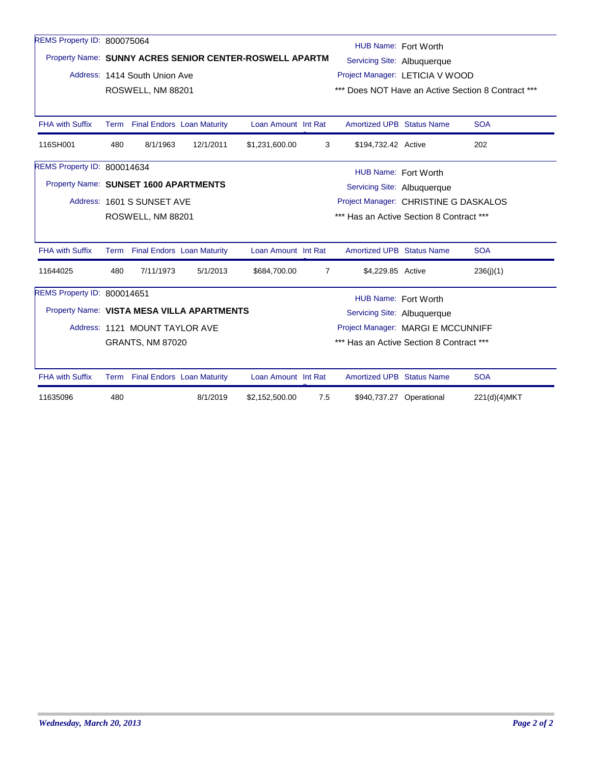REMS Property ID: 800075064

Property Name: **SUNNY ACRES SENIOR CENTER-ROSWELL APARTM**

Address: 1414 South Union Ave
ROSWELL, NM 88201

HUB Name: Fort Worth
Servicing Site: Albuquerque
Project Manager: LETICIA V WOOD
*** Does NOT Have an Active Section 8 Contract ***

| FHA with Suffix | Term | Final Endors | Loan Maturity | Loan Amount | Int Rate | Amortized UPB | Status Name | SOA |
|---|---|---|---|---|---|---|---|---|
| 116SH001 | 480 | 8/1/1963 | 12/1/2011 | $1,231,600.00 | 3 | $194,732.42 | Active | 202 |

REMS Property ID: 800014634

Property Name: **SUNSET 1600 APARTMENTS**

Address: 1601 S SUNSET AVE
ROSWELL, NM 88201

HUB Name: Fort Worth
Servicing Site: Albuquerque
Project Manager: CHRISTINE G DASKALOS
*** Has an Active Section 8 Contract ***

| FHA with Suffix | Term | Final Endors | Loan Maturity | Loan Amount | Int Rate | Amortized UPB | Status Name | SOA |
|---|---|---|---|---|---|---|---|---|
| 11644025 | 480 | 7/11/1973 | 5/1/2013 | $684,700.00 | 7 | $4,229.85 | Active | 236(j)(1) |

REMS Property ID: 800014651

Property Name: **VISTA MESA VILLA APARTMENTS**

Address: 1121 MOUNT TAYLOR AVE
GRANTS, NM 87020

HUB Name: Fort Worth
Servicing Site: Albuquerque
Project Manager: MARGI E MCCUNNIFF
*** Has an Active Section 8 Contract ***

| FHA with Suffix | Term | Final Endors | Loan Maturity | Loan Amount | Int Rate | Amortized UPB | Status Name | SOA |
|---|---|---|---|---|---|---|---|---|
| 11635096 | 480 | | 8/1/2019 | $2,152,500.00 | 7.5 | $940,737.27 | Operational | 221(d)(4)MKT |

*Wednesday, March 20, 2013*